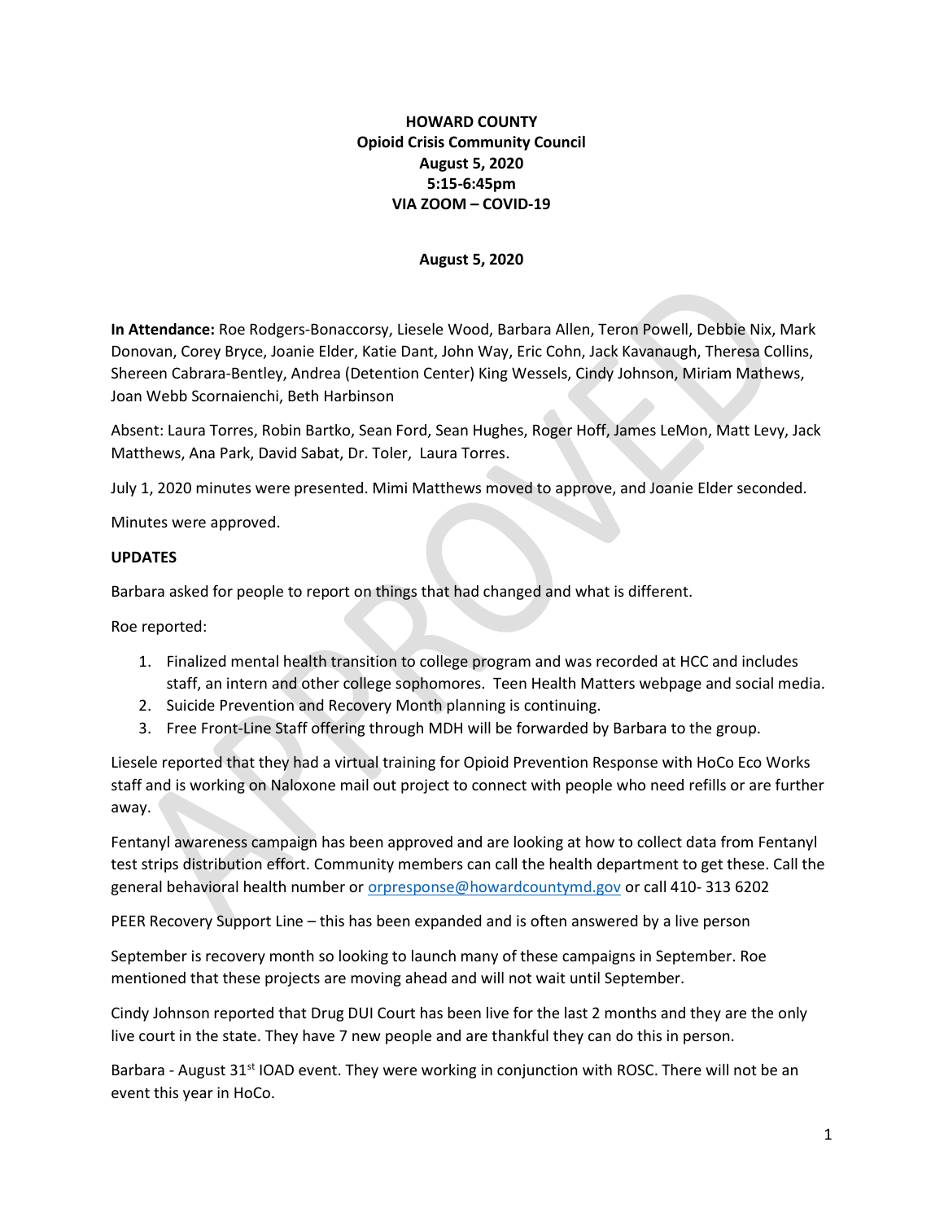**HOWARD COUNTY**
**Opioid Crisis Community Council**
**August 5, 2020**
**5:15-6:45pm**
**VIA ZOOM – COVID-19**

**August 5, 2020**

**In Attendance:** Roe Rodgers-Bonaccorsy, Liesele Wood, Barbara Allen, Teron Powell, Debbie Nix, Mark Donovan, Corey Bryce, Joanie Elder, Katie Dant, John Way, Eric Cohn, Jack Kavanaugh, Theresa Collins, Shereen Cabrara-Bentley, Andrea (Detention Center) King Wessels, Cindy Johnson, Miriam Mathews, Joan Webb Scornaienchi, Beth Harbinson

Absent: Laura Torres, Robin Bartko, Sean Ford, Sean Hughes, Roger Hoff, James LeMon, Matt Levy, Jack Matthews, Ana Park, David Sabat, Dr. Toler, Laura Torres.

July 1, 2020 minutes were presented. Mimi Matthews moved to approve, and Joanie Elder seconded.

Minutes were approved.

**UPDATES**

Barbara asked for people to report on things that had changed and what is different.

Roe reported:

1. Finalized mental health transition to college program and was recorded at HCC and includes staff, an intern and other college sophomores. Teen Health Matters webpage and social media.
2. Suicide Prevention and Recovery Month planning is continuing.
3. Free Front-Line Staff offering through MDH will be forwarded by Barbara to the group.

Liesele reported that they had a virtual training for Opioid Prevention Response with HoCo Eco Works staff and is working on Naloxone mail out project to connect with people who need refills or are further away.

Fentanyl awareness campaign has been approved and are looking at how to collect data from Fentanyl test strips distribution effort. Community members can call the health department to get these. Call the general behavioral health number or orpresponse@howardcountymd.gov or call 410- 313 6202

PEER Recovery Support Line – this has been expanded and is often answered by a live person

September is recovery month so looking to launch many of these campaigns in September. Roe mentioned that these projects are moving ahead and will not wait until September.

Cindy Johnson reported that Drug DUI Court has been live for the last 2 months and they are the only live court in the state. They have 7 new people and are thankful they can do this in person.

Barbara - August 31st IOAD event. They were working in conjunction with ROSC. There will not be an event this year in HoCo.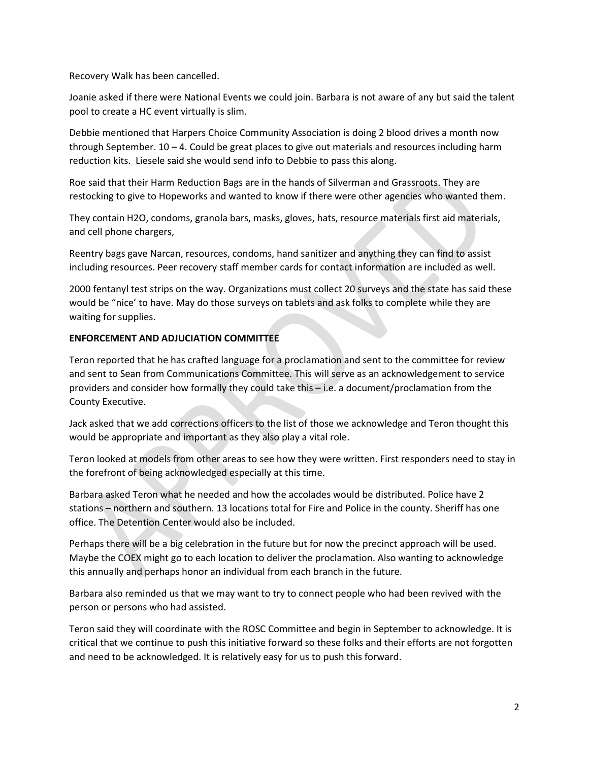Recovery Walk has been cancelled.

Joanie asked if there were National Events we could join. Barbara is not aware of any but said the talent pool to create a HC event virtually is slim.

Debbie mentioned that Harpers Choice Community Association is doing 2 blood drives a month now through September. 10 – 4. Could be great places to give out materials and resources including harm reduction kits. Liesele said she would send info to Debbie to pass this along.

Roe said that their Harm Reduction Bags are in the hands of Silverman and Grassroots. They are restocking to give to Hopeworks and wanted to know if there were other agencies who wanted them.

They contain H2O, condoms, granola bars, masks, gloves, hats, resource materials first aid materials, and cell phone chargers,

Reentry bags gave Narcan, resources, condoms, hand sanitizer and anything they can find to assist including resources. Peer recovery staff member cards for contact information are included as well.

2000 fentanyl test strips on the way. Organizations must collect 20 surveys and the state has said these would be "nice' to have. May do those surveys on tablets and ask folks to complete while they are waiting for supplies.

**ENFORCEMENT AND ADJUCIATION COMMITTEE**

Teron reported that he has crafted language for a proclamation and sent to the committee for review and sent to Sean from Communications Committee. This will serve as an acknowledgement to service providers and consider how formally they could take this – i.e. a document/proclamation from the County Executive.

Jack asked that we add corrections officers to the list of those we acknowledge and Teron thought this would be appropriate and important as they also play a vital role.

Teron looked at models from other areas to see how they were written. First responders need to stay in the forefront of being acknowledged especially at this time.

Barbara asked Teron what he needed and how the accolades would be distributed. Police have 2 stations – northern and southern. 13 locations total for Fire and Police in the county. Sheriff has one office. The Detention Center would also be included.

Perhaps there will be a big celebration in the future but for now the precinct approach will be used. Maybe the COEX might go to each location to deliver the proclamation. Also wanting to acknowledge this annually and perhaps honor an individual from each branch in the future.

Barbara also reminded us that we may want to try to connect people who had been revived with the person or persons who had assisted.

Teron said they will coordinate with the ROSC Committee and begin in September to acknowledge. It is critical that we continue to push this initiative forward so these folks and their efforts are not forgotten and need to be acknowledged. It is relatively easy for us to push this forward.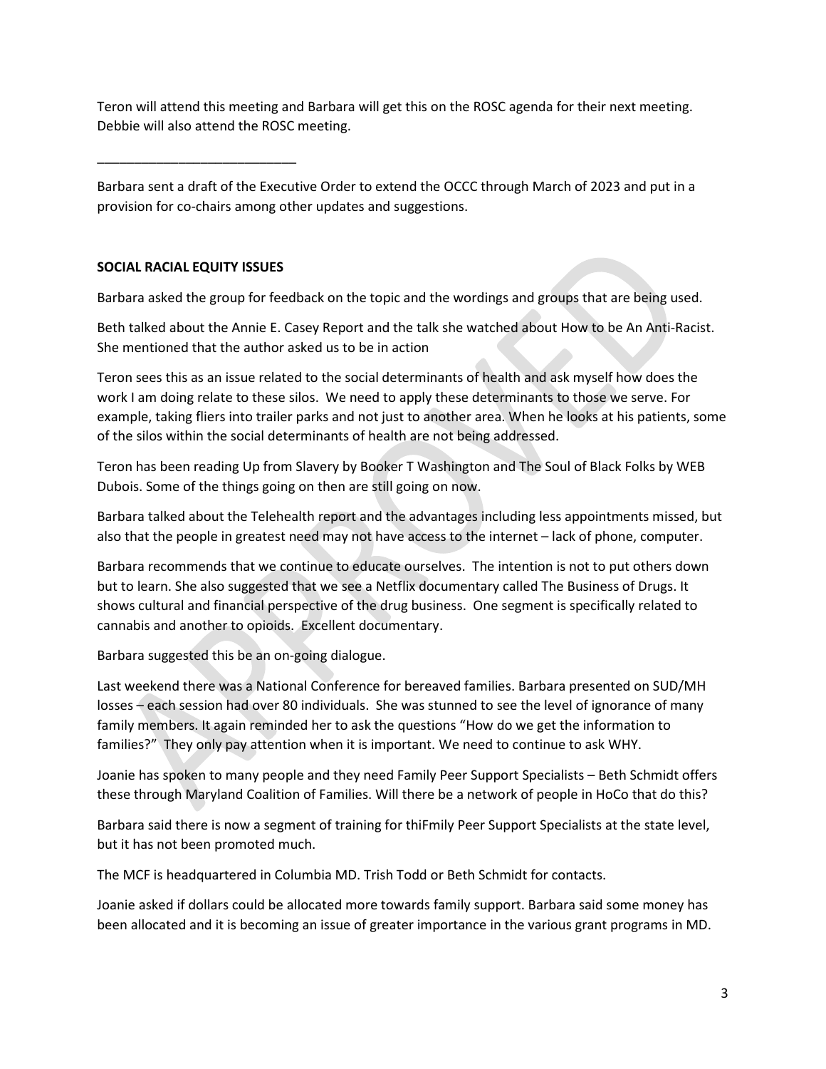Teron will attend this meeting and Barbara will get this on the ROSC agenda for their next meeting. Debbie will also attend the ROSC meeting.

___________________________

Barbara sent a draft of the Executive Order to extend the OCCC through March of 2023 and put in a provision for co-chairs among other updates and suggestions.

**SOCIAL RACIAL EQUITY ISSUES**

Barbara asked the group for feedback on the topic and the wordings and groups that are being used.

Beth talked about the Annie E. Casey Report and the talk she watched about How to be An Anti-Racist. She mentioned that the author asked us to be in action

Teron sees this as an issue related to the social determinants of health and ask myself how does the work I am doing relate to these silos. We need to apply these determinants to those we serve. For example, taking fliers into trailer parks and not just to another area. When he looks at his patients, some of the silos within the social determinants of health are not being addressed.

Teron has been reading Up from Slavery by Booker T Washington and The Soul of Black Folks by WEB Dubois. Some of the things going on then are still going on now.

Barbara talked about the Telehealth report and the advantages including less appointments missed, but also that the people in greatest need may not have access to the internet – lack of phone, computer.

Barbara recommends that we continue to educate ourselves. The intention is not to put others down but to learn. She also suggested that we see a Netflix documentary called The Business of Drugs. It shows cultural and financial perspective of the drug business. One segment is specifically related to cannabis and another to opioids. Excellent documentary.

Barbara suggested this be an on-going dialogue.

Last weekend there was a National Conference for bereaved families. Barbara presented on SUD/MH losses – each session had over 80 individuals. She was stunned to see the level of ignorance of many family members. It again reminded her to ask the questions "How do we get the information to families?" They only pay attention when it is important. We need to continue to ask WHY.

Joanie has spoken to many people and they need Family Peer Support Specialists – Beth Schmidt offers these through Maryland Coalition of Families. Will there be a network of people in HoCo that do this?

Barbara said there is now a segment of training for thiFmily Peer Support Specialists at the state level, but it has not been promoted much.

The MCF is headquartered in Columbia MD. Trish Todd or Beth Schmidt for contacts.

Joanie asked if dollars could be allocated more towards family support. Barbara said some money has been allocated and it is becoming an issue of greater importance in the various grant programs in MD.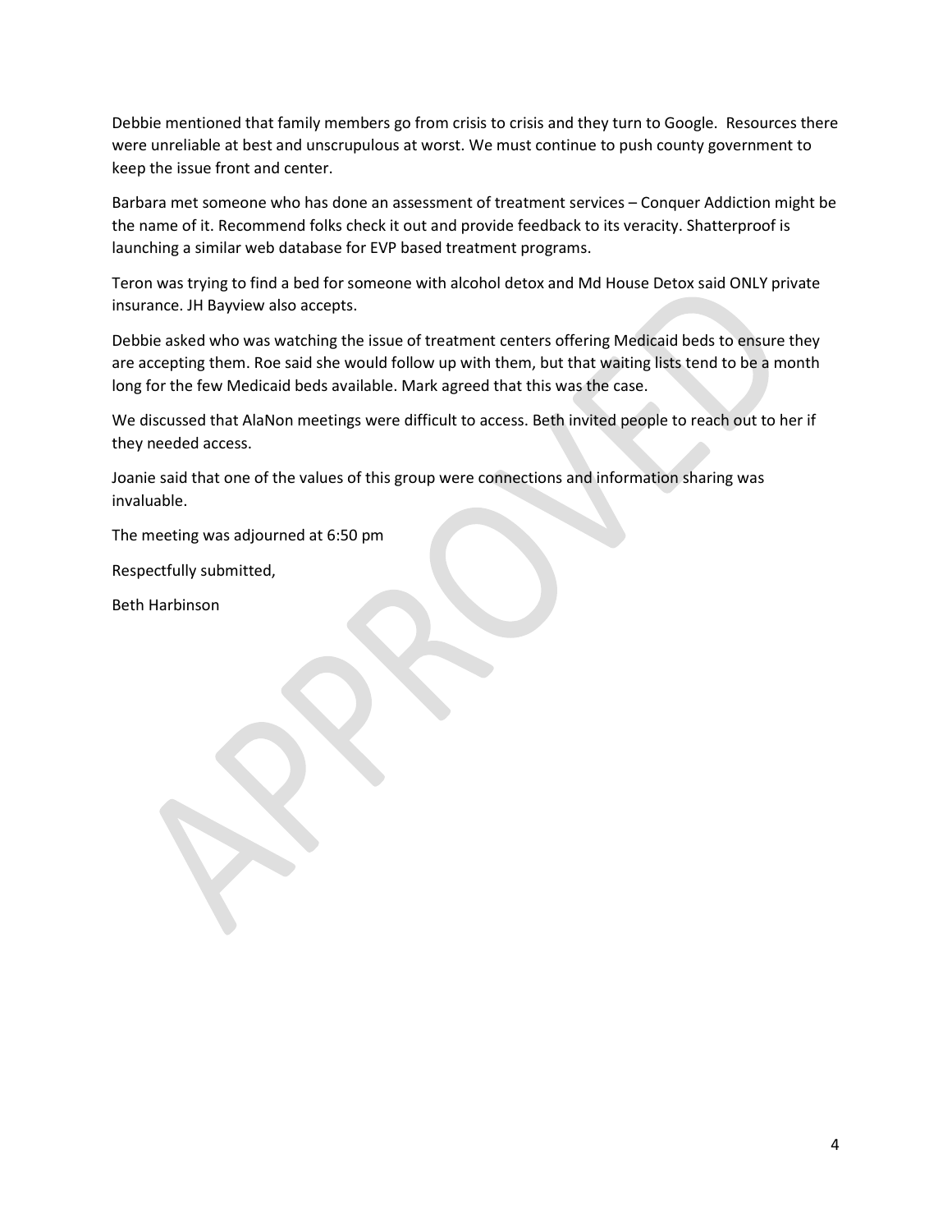Debbie mentioned that family members go from crisis to crisis and they turn to Google. Resources there were unreliable at best and unscrupulous at worst. We must continue to push county government to keep the issue front and center.

Barbara met someone who has done an assessment of treatment services – Conquer Addiction might be the name of it. Recommend folks check it out and provide feedback to its veracity. Shatterproof is launching a similar web database for EVP based treatment programs.

Teron was trying to find a bed for someone with alcohol detox and Md House Detox said ONLY private insurance. JH Bayview also accepts.

Debbie asked who was watching the issue of treatment centers offering Medicaid beds to ensure they are accepting them. Roe said she would follow up with them, but that waiting lists tend to be a month long for the few Medicaid beds available. Mark agreed that this was the case.

We discussed that AlaNon meetings were difficult to access. Beth invited people to reach out to her if they needed access.

Joanie said that one of the values of this group were connections and information sharing was invaluable.

The meeting was adjourned at 6:50 pm

Respectfully submitted,

Beth Harbinson